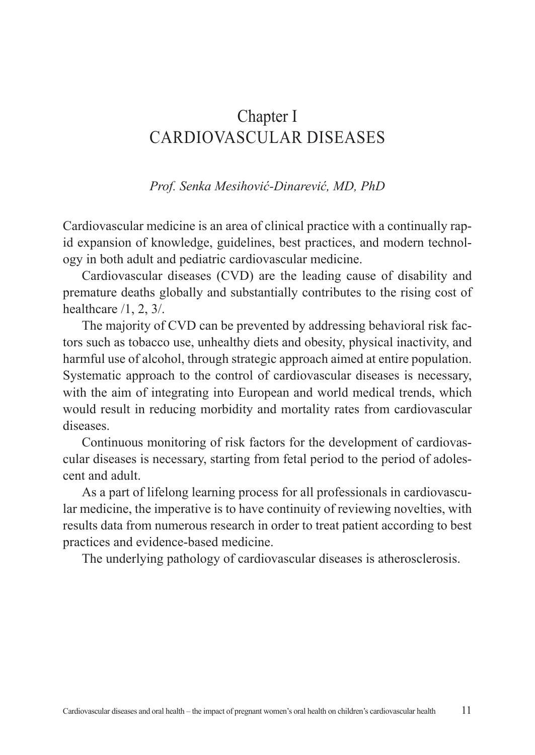# Chapter I
# CARDIOVASCULAR DISEASES

*Prof. Senka Mesihović-Dinarević, MD, PhD*

Cardiovascular medicine is an area of clinical practice with a continually rapid expansion of knowledge, guidelines, best practices, and modern technology in both adult and pediatric cardiovascular medicine.

Cardiovascular diseases (CVD) are the leading cause of disability and premature deaths globally and substantially contributes to the rising cost of healthcare /1, 2, 3/.

The majority of CVD can be prevented by addressing behavioral risk factors such as tobacco use, unhealthy diets and obesity, physical inactivity, and harmful use of alcohol, through strategic approach aimed at entire population. Systematic approach to the control of cardiovascular diseases is necessary, with the aim of integrating into European and world medical trends, which would result in reducing morbidity and mortality rates from cardiovascular diseases.

Continuous monitoring of risk factors for the development of cardiovascular diseases is necessary, starting from fetal period to the period of adolescent and adult.

As a part of lifelong learning process for all professionals in cardiovascular medicine, the imperative is to have continuity of reviewing novelties, with results data from numerous research in order to treat patient according to best practices and evidence-based medicine.

The underlying pathology of cardiovascular diseases is atherosclerosis.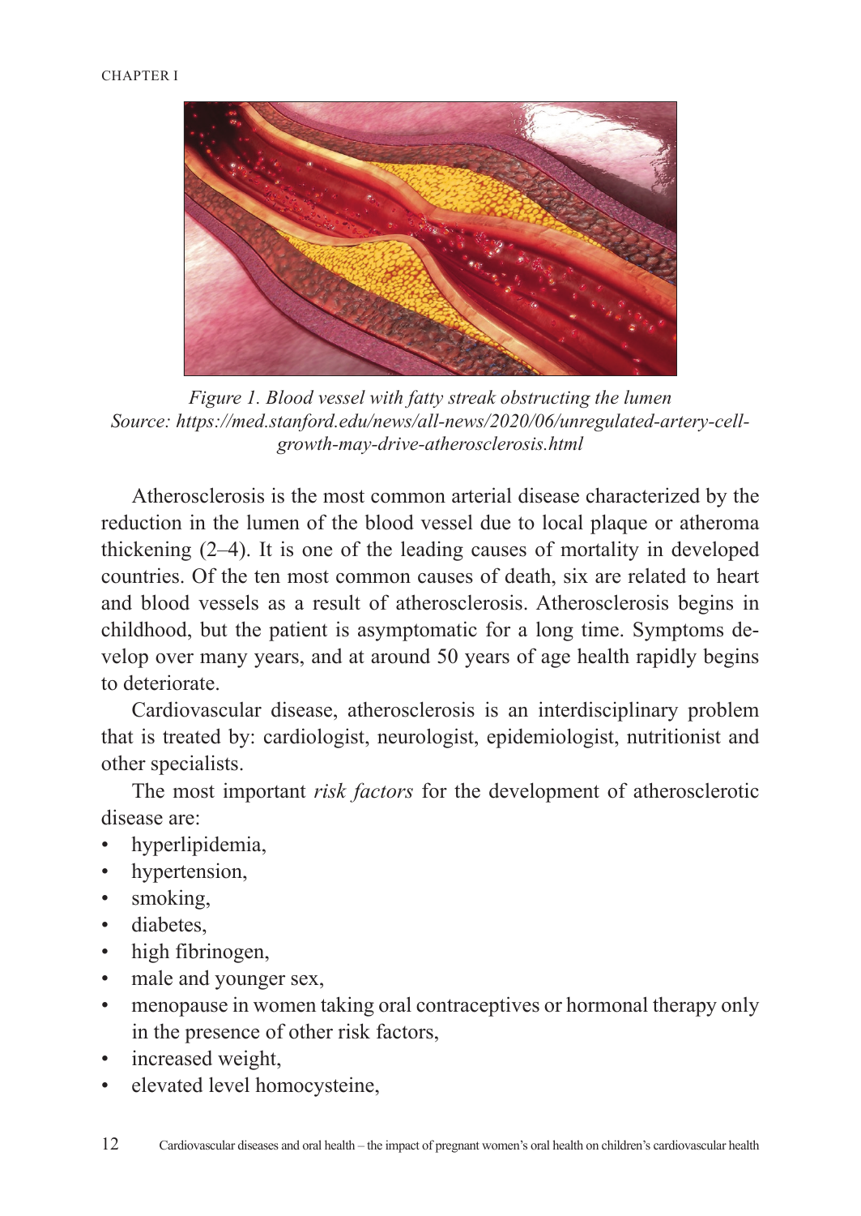*Figure 1. Blood vessel with fatty streak obstructing the lumen*
*Source: https://med.stanford.edu/news/all-news/2020/06/unregulated-artery-cell-growth-may-drive-atherosclerosis.html*

Atherosclerosis is the most common arterial disease characterized by the reduction in the lumen of the blood vessel due to local plaque or atheroma thickening (2–4). It is one of the leading causes of mortality in developed countries. Of the ten most common causes of death, six are related to heart and blood vessels as a result of atherosclerosis. Atherosclerosis begins in childhood, but the patient is asymptomatic for a long time. Symptoms develop over many years, and at around 50 years of age health rapidly begins to deteriorate.

Cardiovascular disease, atherosclerosis is an interdisciplinary problem that is treated by: cardiologist, neurologist, epidemiologist, nutritionist and other specialists.

The most important *risk factors* for the development of atherosclerotic disease are:

- hyperlipidemia,
- hypertension,
- smoking,
- diabetes,
- high fibrinogen,
- male and younger sex,
- menopause in women taking oral contraceptives or hormonal therapy only in the presence of other risk factors,
- increased weight,
- elevated level homocysteine,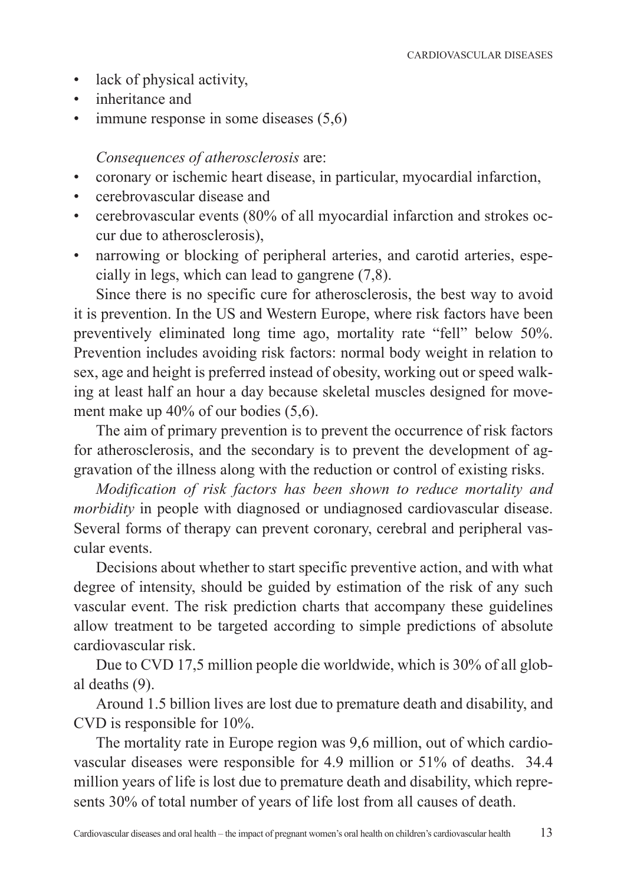- lack of physical activity,
- inheritance and
- immune response in some diseases (5,6)

*Consequences of atherosclerosis* are:

- coronary or ischemic heart disease, in particular, myocardial infarction,
- cerebrovascular disease and
- cerebrovascular events (80% of all myocardial infarction and strokes occur due to atherosclerosis),
- narrowing or blocking of peripheral arteries, and carotid arteries, especially in legs, which can lead to gangrene (7,8).

Since there is no specific cure for atherosclerosis, the best way to avoid it is prevention. In the US and Western Europe, where risk factors have been preventively eliminated long time ago, mortality rate "fell" below 50%. Prevention includes avoiding risk factors: normal body weight in relation to sex, age and height is preferred instead of obesity, working out or speed walking at least half an hour a day because skeletal muscles designed for movement make up 40% of our bodies (5,6).

The aim of primary prevention is to prevent the occurrence of risk factors for atherosclerosis, and the secondary is to prevent the development of aggravation of the illness along with the reduction or control of existing risks.

*Modification of risk factors has been shown to reduce mortality and morbidity* in people with diagnosed or undiagnosed cardiovascular disease. Several forms of therapy can prevent coronary, cerebral and peripheral vascular events.

Decisions about whether to start specific preventive action, and with what degree of intensity, should be guided by estimation of the risk of any such vascular event. The risk prediction charts that accompany these guidelines allow treatment to be targeted according to simple predictions of absolute cardiovascular risk.

Due to CVD 17,5 million people die worldwide, which is 30% of all global deaths (9).

Around 1.5 billion lives are lost due to premature death and disability, and CVD is responsible for 10%.

The mortality rate in Europe region was 9,6 million, out of which cardiovascular diseases were responsible for 4.9 million or 51% of deaths. 34.4 million years of life is lost due to premature death and disability, which represents 30% of total number of years of life lost from all causes of death.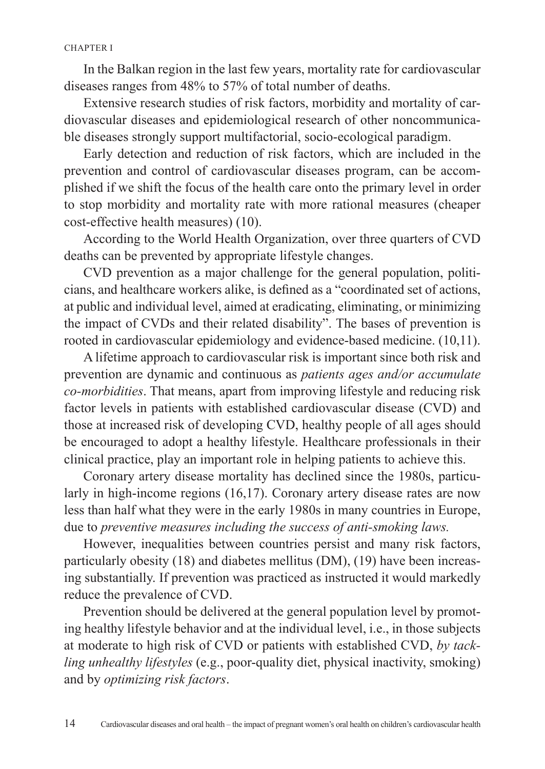In the Balkan region in the last few years, mortality rate for cardiovascular diseases ranges from 48% to 57% of total number of deaths.

Extensive research studies of risk factors, morbidity and mortality of cardiovascular diseases and epidemiological research of other noncommunicable diseases strongly support multifactorial, socio-ecological paradigm.

Early detection and reduction of risk factors, which are included in the prevention and control of cardiovascular diseases program, can be accomplished if we shift the focus of the health care onto the primary level in order to stop morbidity and mortality rate with more rational measures (cheaper cost-effective health measures) (10).

According to the World Health Organization, over three quarters of CVD deaths can be prevented by appropriate lifestyle changes.

CVD prevention as a major challenge for the general population, politicians, and healthcare workers alike, is defined as a "coordinated set of actions, at public and individual level, aimed at eradicating, eliminating, or minimizing the impact of CVDs and their related disability". The bases of prevention is rooted in cardiovascular epidemiology and evidence-based medicine. (10,11).

A lifetime approach to cardiovascular risk is important since both risk and prevention are dynamic and continuous as *patients ages and/or accumulate co-morbidities*. That means, apart from improving lifestyle and reducing risk factor levels in patients with established cardiovascular disease (CVD) and those at increased risk of developing CVD, healthy people of all ages should be encouraged to adopt a healthy lifestyle. Healthcare professionals in their clinical practice, play an important role in helping patients to achieve this.

Coronary artery disease mortality has declined since the 1980s, particularly in high-income regions (16,17). Coronary artery disease rates are now less than half what they were in the early 1980s in many countries in Europe, due to *preventive measures including the success of anti-smoking laws.*

However, inequalities between countries persist and many risk factors, particularly obesity (18) and diabetes mellitus (DM), (19) have been increasing substantially. If prevention was practiced as instructed it would markedly reduce the prevalence of CVD.

Prevention should be delivered at the general population level by promoting healthy lifestyle behavior and at the individual level, i.e., in those subjects at moderate to high risk of CVD or patients with established CVD, *by tackling unhealthy lifestyles* (e.g., poor-quality diet, physical inactivity, smoking) and by *optimizing risk factors*.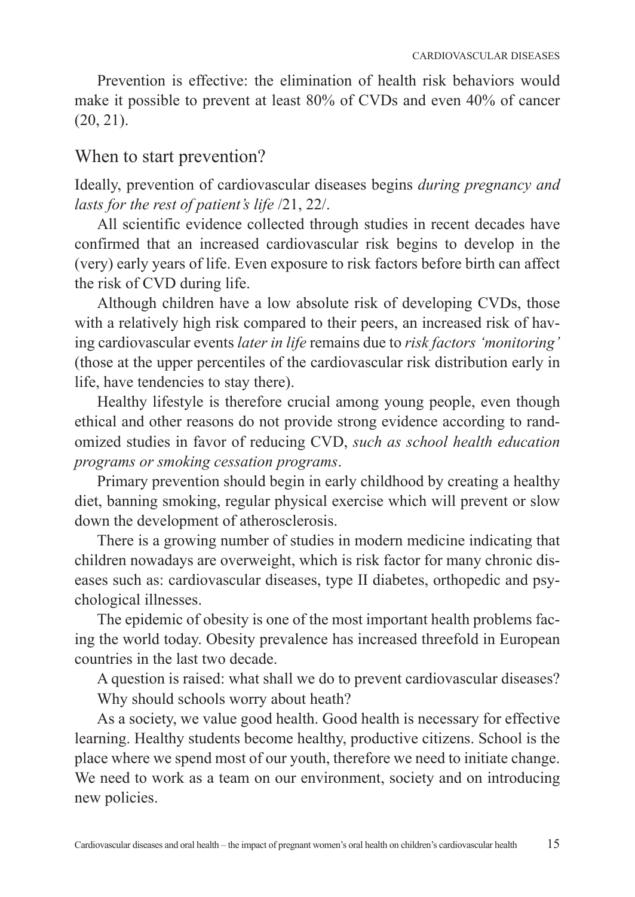Prevention is effective: the elimination of health risk behaviors would make it possible to prevent at least 80% of CVDs and even 40% of cancer (20, 21).

## When to start prevention?

Ideally, prevention of cardiovascular diseases begins *during pregnancy and lasts for the rest of patient's life* /21, 22/.

All scientific evidence collected through studies in recent decades have confirmed that an increased cardiovascular risk begins to develop in the (very) early years of life. Even exposure to risk factors before birth can affect the risk of CVD during life.

Although children have a low absolute risk of developing CVDs, those with a relatively high risk compared to their peers, an increased risk of having cardiovascular events *later in life* remains due to *risk factors 'monitoring'* (those at the upper percentiles of the cardiovascular risk distribution early in life, have tendencies to stay there).

Healthy lifestyle is therefore crucial among young people, even though ethical and other reasons do not provide strong evidence according to randomized studies in favor of reducing CVD, *such as school health education programs or smoking cessation programs*.

Primary prevention should begin in early childhood by creating a healthy diet, banning smoking, regular physical exercise which will prevent or slow down the development of atherosclerosis.

There is a growing number of studies in modern medicine indicating that children nowadays are overweight, which is risk factor for many chronic diseases such as: cardiovascular diseases, type II diabetes, orthopedic and psychological illnesses.

The epidemic of obesity is one of the most important health problems facing the world today. Obesity prevalence has increased threefold in European countries in the last two decade.

A question is raised: what shall we do to prevent cardiovascular diseases?

Why should schools worry about heath?

As a society, we value good health. Good health is necessary for effective learning. Healthy students become healthy, productive citizens. School is the place where we spend most of our youth, therefore we need to initiate change. We need to work as a team on our environment, society and on introducing new policies.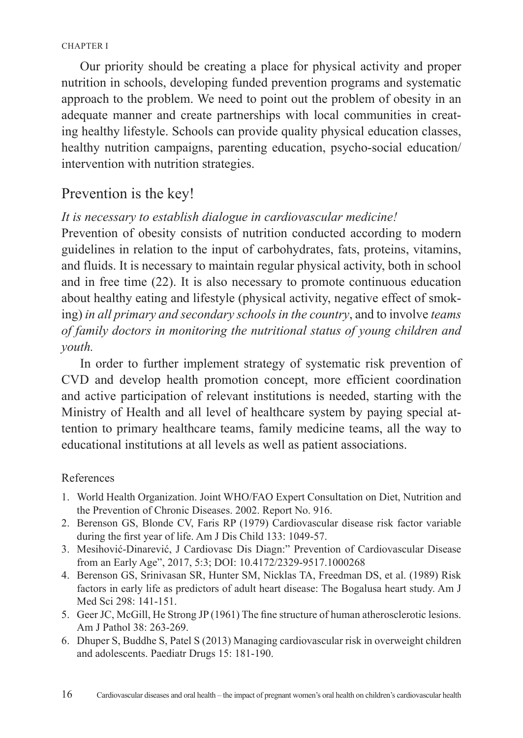Our priority should be creating a place for physical activity and proper nutrition in schools, developing funded prevention programs and systematic approach to the problem. We need to point out the problem of obesity in an adequate manner and create partnerships with local communities in creating healthy lifestyle. Schools can provide quality physical education classes, healthy nutrition campaigns, parenting education, psycho-social education/ intervention with nutrition strategies.

## Prevention is the key!

*It is necessary to establish dialogue in cardiovascular medicine!*

Prevention of obesity consists of nutrition conducted according to modern guidelines in relation to the input of carbohydrates, fats, proteins, vitamins, and fluids. It is necessary to maintain regular physical activity, both in school and in free time (22). It is also necessary to promote continuous education about healthy eating and lifestyle (physical activity, negative effect of smoking) *in all primary and secondary schools in the country*, and to involve *teams of family doctors in monitoring the nutritional status of young children and youth.*

In order to further implement strategy of systematic risk prevention of CVD and develop health promotion concept, more efficient coordination and active participation of relevant institutions is needed, starting with the Ministry of Health and all level of healthcare system by paying special attention to primary healthcare teams, family medicine teams, all the way to educational institutions at all levels as well as patient associations.

### References

1. World Health Organization. Joint WHO/FAO Expert Consultation on Diet, Nutrition and the Prevention of Chronic Diseases. 2002. Report No. 916.
2. Berenson GS, Blonde CV, Faris RP (1979) Cardiovascular disease risk factor variable during the first year of life. Am J Dis Child 133: 1049-57.
3. Mesihović-Dinarević, J Cardiovasc Dis Diagn:" Prevention of Cardiovascular Disease from an Early Age", 2017, 5:3; DOI: 10.4172/2329-9517.1000268
4. Berenson GS, Srinivasan SR, Hunter SM, Nicklas TA, Freedman DS, et al. (1989) Risk factors in early life as predictors of adult heart disease: The Bogalusa heart study. Am J Med Sci 298: 141-151.
5. Geer JC, McGill, He Strong JP (1961) The fine structure of human atherosclerotic lesions. Am J Pathol 38: 263-269.
6. Dhuper S, Buddhe S, Patel S (2013) Managing cardiovascular risk in overweight children and adolescents. Paediatr Drugs 15: 181-190.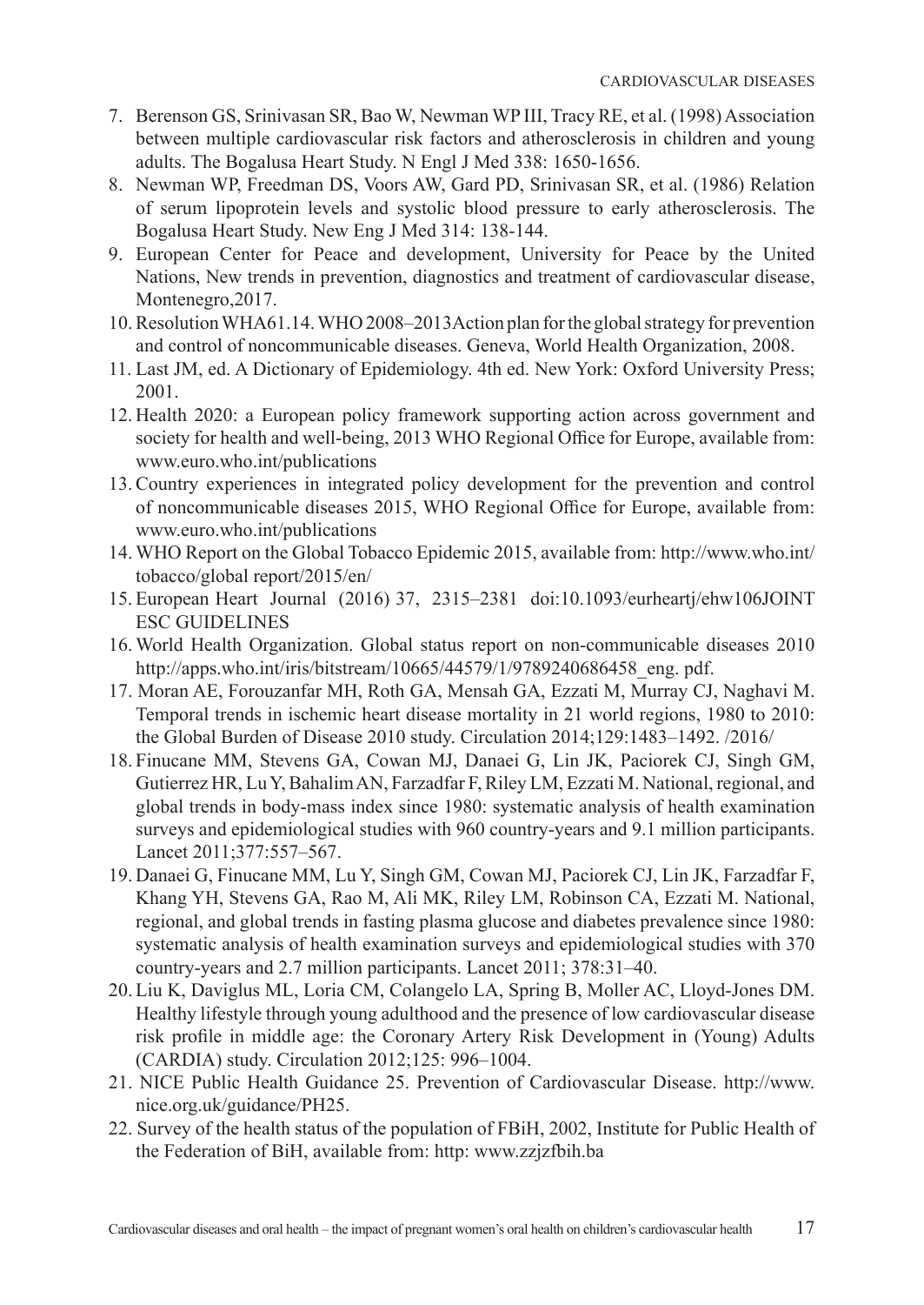7. Berenson GS, Srinivasan SR, Bao W, Newman WP III, Tracy RE, et al. (1998) Association between multiple cardiovascular risk factors and atherosclerosis in children and young adults. The Bogalusa Heart Study. N Engl J Med 338: 1650-1656.
8. Newman WP, Freedman DS, Voors AW, Gard PD, Srinivasan SR, et al. (1986) Relation of serum lipoprotein levels and systolic blood pressure to early atherosclerosis. The Bogalusa Heart Study. New Eng J Med 314: 138-144.
9. European Center for Peace and development, University for Peace by the United Nations, New trends in prevention, diagnostics and treatment of cardiovascular disease, Montenegro,2017.
10. Resolution WHA61.14. WHO 2008–2013Action plan for the global strategy for prevention and control of noncommunicable diseases. Geneva, World Health Organization, 2008.
11. Last JM, ed. A Dictionary of Epidemiology. 4th ed. New York: Oxford University Press; 2001.
12. Health 2020: a European policy framework supporting action across government and society for health and well-being, 2013 WHO Regional Office for Europe, available from: www.euro.who.int/publications
13. Country experiences in integrated policy development for the prevention and control of noncommunicable diseases 2015, WHO Regional Office for Europe, available from: www.euro.who.int/publications
14. WHO Report on the Global Tobacco Epidemic 2015, available from: http://www.who.int/tobacco/global report/2015/en/
15. European Heart Journal (2016) 37, 2315–2381 doi:10.1093/eurheartj/ehw106JOINT ESC GUIDELINES
16. World Health Organization. Global status report on non-communicable diseases 2010 http://apps.who.int/iris/bitstream/10665/44579/1/9789240686458_eng. pdf.
17. Moran AE, Forouzanfar MH, Roth GA, Mensah GA, Ezzati M, Murray CJ, Naghavi M. Temporal trends in ischemic heart disease mortality in 21 world regions, 1980 to 2010: the Global Burden of Disease 2010 study. Circulation 2014;129:1483–1492. /2016/
18. Finucane MM, Stevens GA, Cowan MJ, Danaei G, Lin JK, Paciorek CJ, Singh GM, Gutierrez HR, Lu Y, Bahalim AN, Farzadfar F, Riley LM, Ezzati M. National, regional, and global trends in body-mass index since 1980: systematic analysis of health examination surveys and epidemiological studies with 960 country-years and 9.1 million participants. Lancet 2011;377:557–567.
19. Danaei G, Finucane MM, Lu Y, Singh GM, Cowan MJ, Paciorek CJ, Lin JK, Farzadfar F, Khang YH, Stevens GA, Rao M, Ali MK, Riley LM, Robinson CA, Ezzati M. National, regional, and global trends in fasting plasma glucose and diabetes prevalence since 1980: systematic analysis of health examination surveys and epidemiological studies with 370 country-years and 2.7 million participants. Lancet 2011; 378:31–40.
20. Liu K, Daviglus ML, Loria CM, Colangelo LA, Spring B, Moller AC, Lloyd-Jones DM. Healthy lifestyle through young adulthood and the presence of low cardiovascular disease risk profile in middle age: the Coronary Artery Risk Development in (Young) Adults (CARDIA) study. Circulation 2012;125: 996–1004.
21. NICE Public Health Guidance 25. Prevention of Cardiovascular Disease. http://www.nice.org.uk/guidance/PH25.
22. Survey of the health status of the population of FBiH, 2002, Institute for Public Health of the Federation of BiH, available from: http: www.zzjzfbih.ba